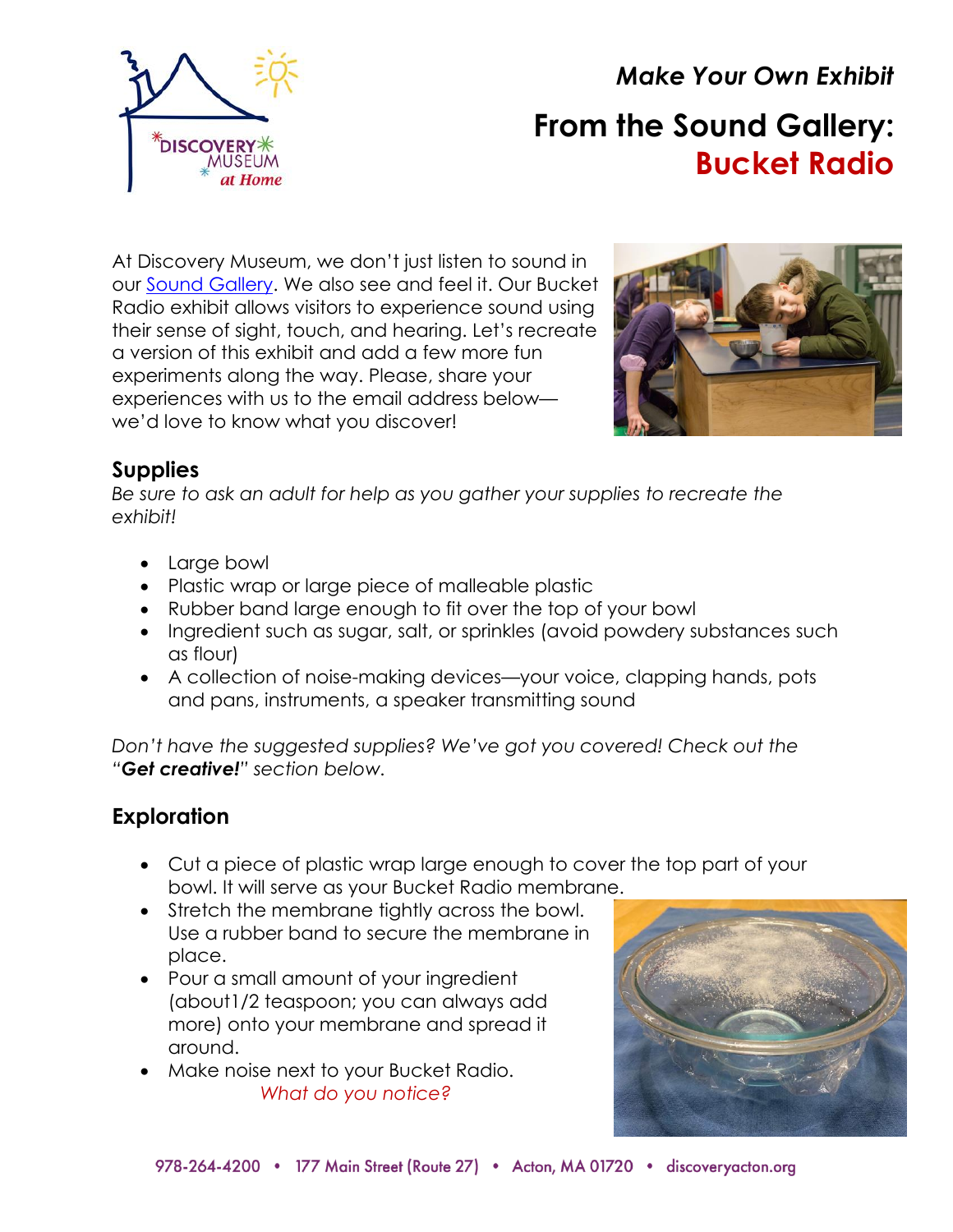*Make Your Own Exhibit*

# From the Sound Gallery: Bucket Radio

At Discovery Museum, we don't just listen to sound in our [Sound Gallery](). We also see and feel it. Our Bucket Radio exhibit allows visitors to experience sound using their sense of sight, touch, and hearing. Let's recreate a version of this exhibit and add a few more fun experiments along the way. Please, share your experiences with us to the email address below—we'd love to know what you discover!

## Supplies

*Be sure to ask an adult for help as you gather your supplies to recreate the exhibit!*

- Large bowl
- Plastic wrap or large piece of malleable plastic
- Rubber band large enough to fit over the top of your bowl
- Ingredient such as sugar, salt, or sprinkles (avoid powdery substances such as flour)
- A collection of noise-making devices—your voice, clapping hands, pots and pans, instruments, a speaker transmitting sound

*Don't have the suggested supplies? We've got you covered! Check out the "**Get creative!**" section below.*

## Exploration

- Cut a piece of plastic wrap large enough to cover the top part of your bowl. It will serve as your Bucket Radio membrane.
- Stretch the membrane tightly across the bowl. Use a rubber band to secure the membrane in place.
- Pour a small amount of your ingredient (about1/2 teaspoon; you can always add more) onto your membrane and spread it around.
- Make noise next to your Bucket Radio.
  *What do you notice?*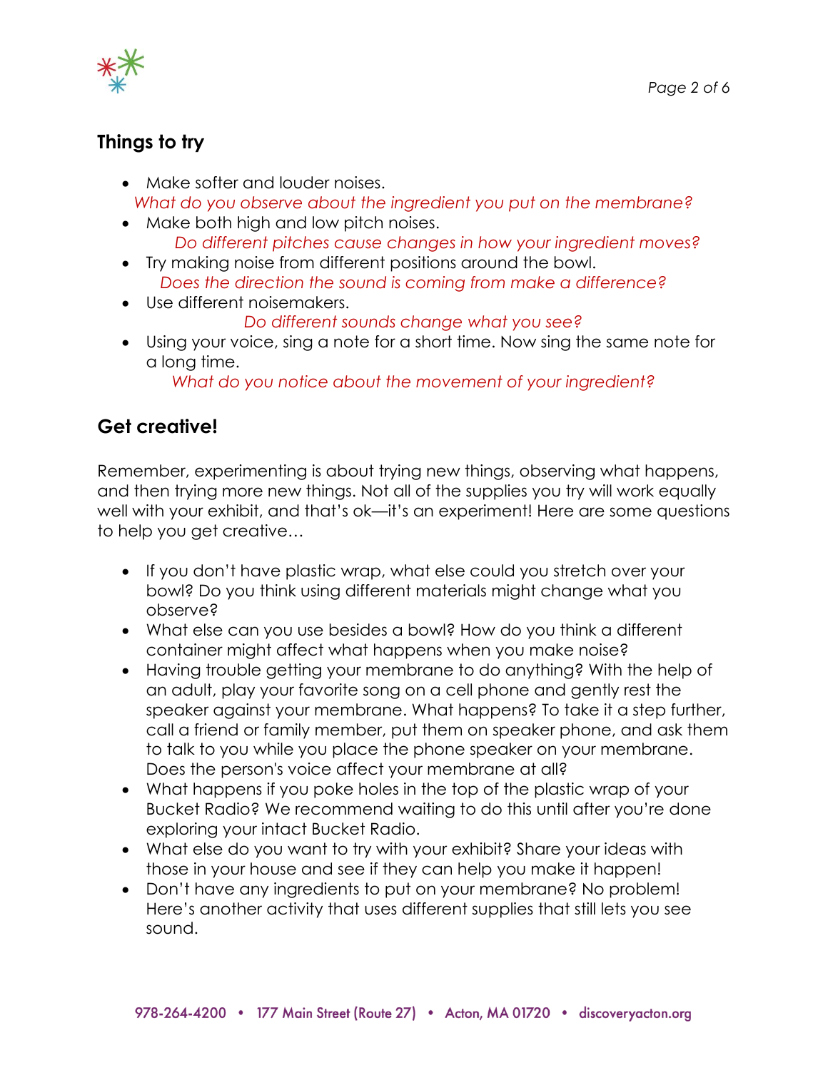## Things to try

- Make softer and louder noises.
  *What do you observe about the ingredient you put on the membrane?*
- Make both high and low pitch noises.
  *Do different pitches cause changes in how your ingredient moves?*
- Try making noise from different positions around the bowl.
  *Does the direction the sound is coming from make a difference?*
- Use different noisemakers.
  *Do different sounds change what you see?*
- Using your voice, sing a note for a short time. Now sing the same note for a long time.
  *What do you notice about the movement of your ingredient?*

## Get creative!

Remember, experimenting is about trying new things, observing what happens, and then trying more new things. Not all of the supplies you try will work equally well with your exhibit, and that's ok—it's an experiment! Here are some questions to help you get creative…

- If you don't have plastic wrap, what else could you stretch over your bowl? Do you think using different materials might change what you observe?
- What else can you use besides a bowl? How do you think a different container might affect what happens when you make noise?
- Having trouble getting your membrane to do anything? With the help of an adult, play your favorite song on a cell phone and gently rest the speaker against your membrane. What happens? To take it a step further, call a friend or family member, put them on speaker phone, and ask them to talk to you while you place the phone speaker on your membrane. Does the person's voice affect your membrane at all?
- What happens if you poke holes in the top of the plastic wrap of your Bucket Radio? We recommend waiting to do this until after you're done exploring your intact Bucket Radio.
- What else do you want to try with your exhibit? Share your ideas with those in your house and see if they can help you make it happen!
- Don't have any ingredients to put on your membrane? No problem! Here's another activity that uses different supplies that still lets you see sound.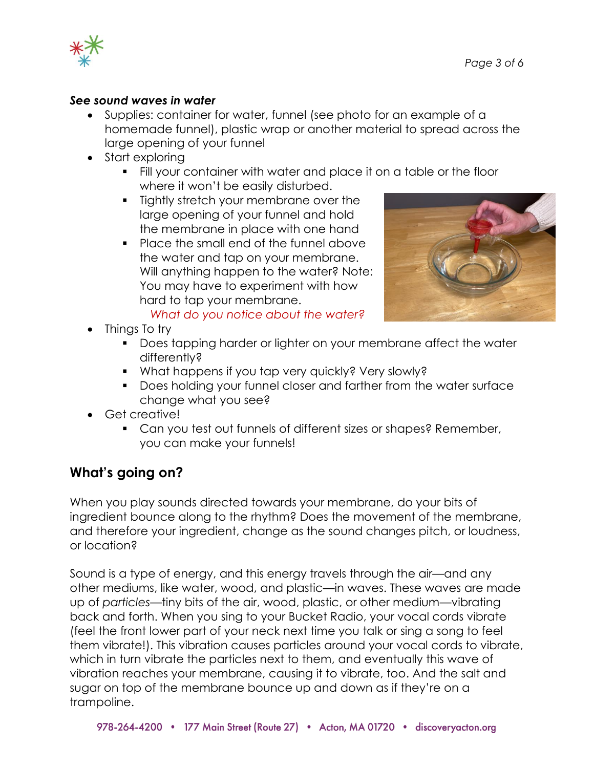***See sound waves in water***

- Supplies: container for water, funnel (see photo for an example of a homemade funnel), plastic wrap or another material to spread across the large opening of your funnel
- Start exploring
  - Fill your container with water and place it on a table or the floor where it won't be easily disturbed.
  - Tightly stretch your membrane over the large opening of your funnel and hold the membrane in place with one hand
  - Place the small end of the funnel above the water and tap on your membrane. Will anything happen to the water? Note: You may have to experiment with how hard to tap your membrane.

    *What do you notice about the water?*
- Things To try
  - Does tapping harder or lighter on your membrane affect the water differently?
  - What happens if you tap very quickly? Very slowly?
  - Does holding your funnel closer and farther from the water surface change what you see?
- Get creative!
  - Can you test out funnels of different sizes or shapes? Remember, you can make your funnels!

## What's going on?

When you play sounds directed towards your membrane, do your bits of ingredient bounce along to the rhythm? Does the movement of the membrane, and therefore your ingredient, change as the sound changes pitch, or loudness, or location?

Sound is a type of energy, and this energy travels through the air—and any other mediums, like water, wood, and plastic—in waves. These waves are made up of *particles*—tiny bits of the air, wood, plastic, or other medium—vibrating back and forth. When you sing to your Bucket Radio, your vocal cords vibrate (feel the front lower part of your neck next time you talk or sing a song to feel them vibrate!). This vibration causes particles around your vocal cords to vibrate, which in turn vibrate the particles next to them, and eventually this wave of vibration reaches your membrane, causing it to vibrate, too. And the salt and sugar on top of the membrane bounce up and down as if they're on a trampoline.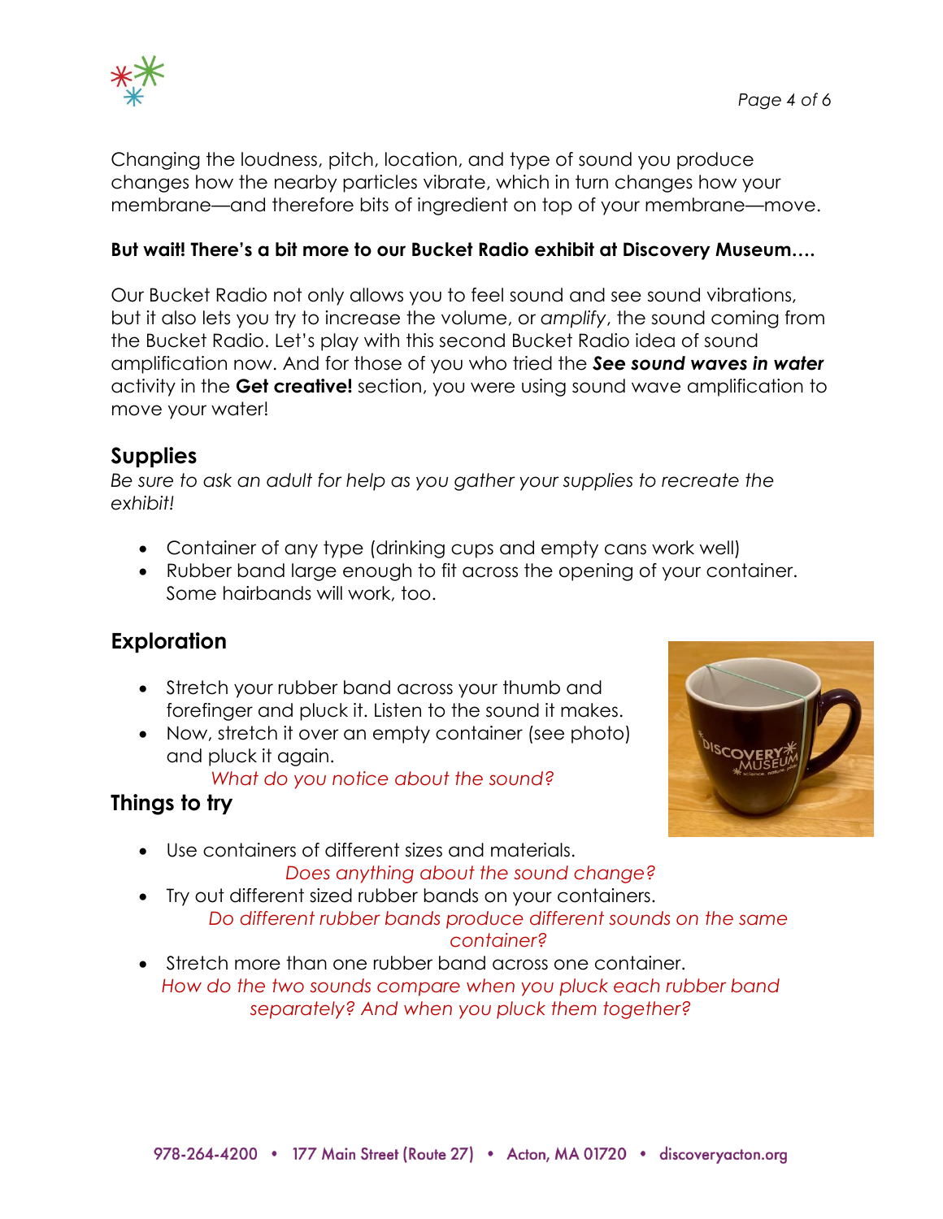Changing the loudness, pitch, location, and type of sound you produce changes how the nearby particles vibrate, which in turn changes how your membrane—and therefore bits of ingredient on top of your membrane—move.

**But wait! There's a bit more to our Bucket Radio exhibit at Discovery Museum….**

Our Bucket Radio not only allows you to feel sound and see sound vibrations, but it also lets you try to increase the volume, or *amplify*, the sound coming from the Bucket Radio. Let's play with this second Bucket Radio idea of sound amplification now. And for those of you who tried the ***See sound waves in water*** activity in the **Get creative!** section, you were using sound wave amplification to move your water!

## Supplies

*Be sure to ask an adult for help as you gather your supplies to recreate the exhibit!*

- Container of any type (drinking cups and empty cans work well)
- Rubber band large enough to fit across the opening of your container. Some hairbands will work, too.

## Exploration

- Stretch your rubber band across your thumb and forefinger and pluck it. Listen to the sound it makes.
- Now, stretch it over an empty container (see photo) and pluck it again.

  *What do you notice about the sound?*

## Things to try

- Use containers of different sizes and materials.

  *Does anything about the sound change?*
- Try out different sized rubber bands on your containers.

  *Do different rubber bands produce different sounds on the same container?*
- Stretch more than one rubber band across one container.

  *How do the two sounds compare when you pluck each rubber band separately? And when you pluck them together?*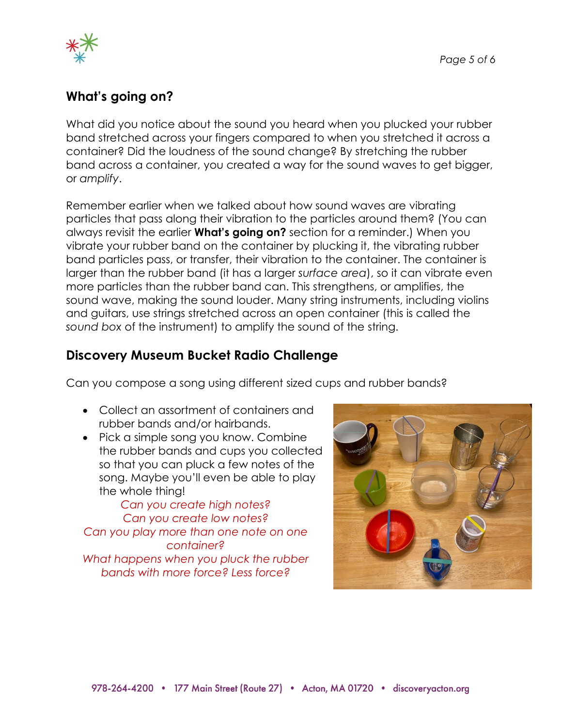## What's going on?

What did you notice about the sound you heard when you plucked your rubber band stretched across your fingers compared to when you stretched it across a container? Did the loudness of the sound change? By stretching the rubber band across a container, you created a way for the sound waves to get bigger, or *amplify*.

Remember earlier when we talked about how sound waves are vibrating particles that pass along their vibration to the particles around them? (You can always revisit the earlier **What's going on?** section for a reminder.) When you vibrate your rubber band on the container by plucking it, the vibrating rubber band particles pass, or transfer, their vibration to the container. The container is larger than the rubber band (it has a larger *surface area*), so it can vibrate even more particles than the rubber band can. This strengthens, or amplifies, the sound wave, making the sound louder. Many string instruments, including violins and guitars, use strings stretched across an open container (this is called the *sound box* of the instrument) to amplify the sound of the string.

## Discovery Museum Bucket Radio Challenge

Can you compose a song using different sized cups and rubber bands?

- Collect an assortment of containers and rubber bands and/or hairbands.
- Pick a simple song you know. Combine the rubber bands and cups you collected so that you can pluck a few notes of the song. Maybe you'll even be able to play the whole thing!

*Can you create high notes?*
*Can you create low notes?*
*Can you play more than one note on one container?*
*What happens when you pluck the rubber bands with more force? Less force?*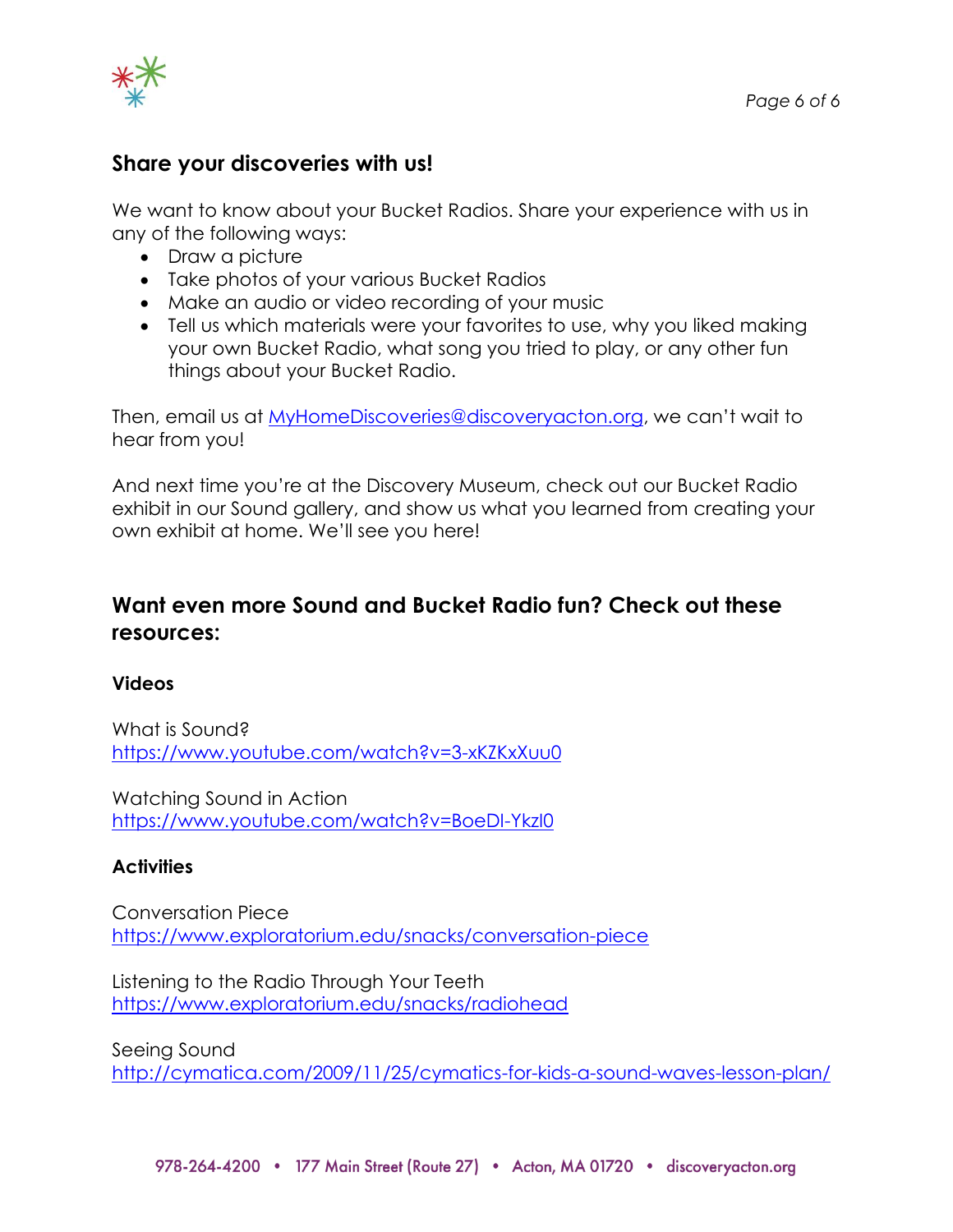## Share your discoveries with us!

We want to know about your Bucket Radios. Share your experience with us in any of the following ways:

- Draw a picture
- Take photos of your various Bucket Radios
- Make an audio or video recording of your music
- Tell us which materials were your favorites to use, why you liked making your own Bucket Radio, what song you tried to play, or any other fun things about your Bucket Radio.

Then, email us at MyHomeDiscoveries@discoveryacton.org, we can't wait to hear from you!

And next time you're at the Discovery Museum, check out our Bucket Radio exhibit in our Sound gallery, and show us what you learned from creating your own exhibit at home. We'll see you here!

## Want even more Sound and Bucket Radio fun? Check out these resources:

### Videos

What is Sound?
https://www.youtube.com/watch?v=3-xKZKxXuu0

Watching Sound in Action
https://www.youtube.com/watch?v=BoeDI-Ykzl0

### Activities

Conversation Piece
https://www.exploratorium.edu/snacks/conversation-piece

Listening to the Radio Through Your Teeth
https://www.exploratorium.edu/snacks/radiohead

Seeing Sound
http://cymatica.com/2009/11/25/cymatics-for-kids-a-sound-waves-lesson-plan/

978-264-4200 • 177 Main Street (Route 27) • Acton, MA 01720 • discoveryacton.org